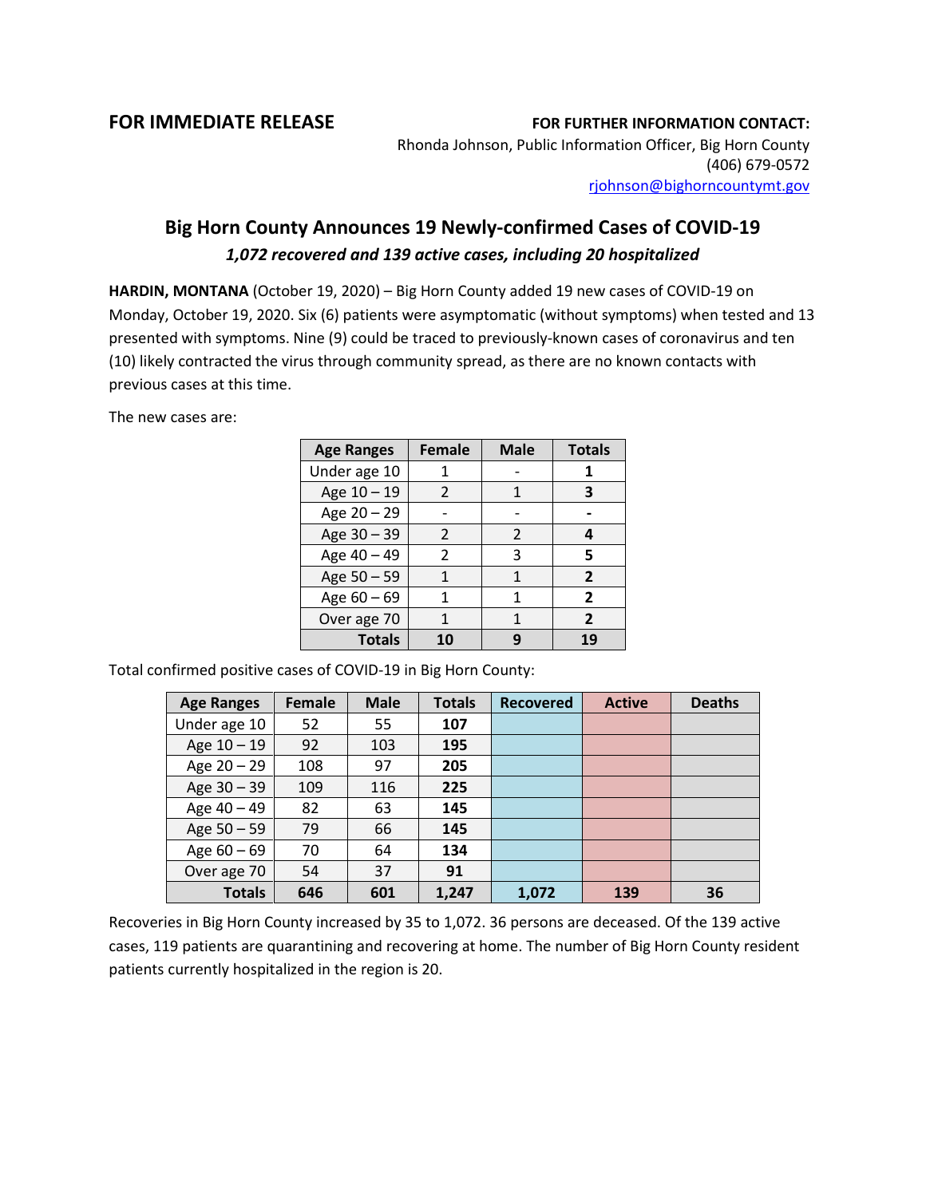**FOR IMMEDIATE RELEASE**

**FOR FURTHER INFORMATION CONTACT:**
Rhonda Johnson, Public Information Officer, Big Horn County
(406) 679-0572
rjohnson@bighorncountymt.gov

## Big Horn County Announces 19 Newly-confirmed Cases of COVID-19

***1,072 recovered and 139 active cases, including 20 hospitalized***

**HARDIN, MONTANA** (October 19, 2020) – Big Horn County added 19 new cases of COVID-19 on Monday, October 19, 2020. Six (6) patients were asymptomatic (without symptoms) when tested and 13 presented with symptoms. Nine (9) could be traced to previously-known cases of coronavirus and ten (10) likely contracted the virus through community spread, as there are no known contacts with previous cases at this time.

The new cases are:

| Age Ranges | Female | Male | Totals |
|---|---|---|---|
| Under age 10 | 1 | - | **1** |
| Age 10 – 19 | 2 | 1 | **3** |
| Age 20 – 29 | - | - | **-** |
| Age 30 – 39 | 2 | 2 | **4** |
| Age 40 – 49 | 2 | 3 | **5** |
| Age 50 – 59 | 1 | 1 | **2** |
| Age 60 – 69 | 1 | 1 | **2** |
| Over age 70 | 1 | 1 | **2** |
| **Totals** | **10** | **9** | **19** |

Total confirmed positive cases of COVID-19 in Big Horn County:

| Age Ranges | Female | Male | Totals | Recovered | Active | Deaths |
|---|---|---|---|---|---|---|
| Under age 10 | 52 | 55 | **107** | | | |
| Age 10 – 19 | 92 | 103 | **195** | | | |
| Age 20 – 29 | 108 | 97 | **205** | | | |
| Age 30 – 39 | 109 | 116 | **225** | | | |
| Age 40 – 49 | 82 | 63 | **145** | | | |
| Age 50 – 59 | 79 | 66 | **145** | | | |
| Age 60 – 69 | 70 | 64 | **134** | | | |
| Over age 70 | 54 | 37 | **91** | | | |
| **Totals** | **646** | **601** | **1,247** | **1,072** | **139** | **36** |

Recoveries in Big Horn County increased by 35 to 1,072. 36 persons are deceased. Of the 139 active cases, 119 patients are quarantining and recovering at home. The number of Big Horn County resident patients currently hospitalized in the region is 20.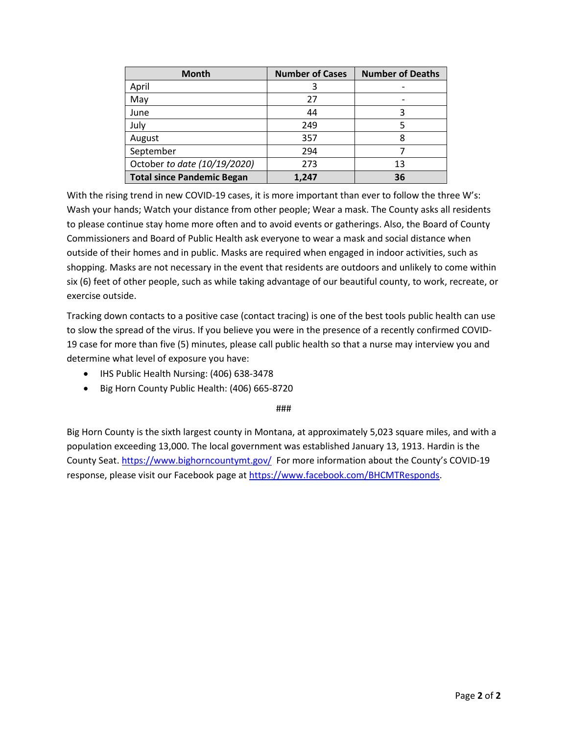| Month | Number of Cases | Number of Deaths |
| --- | --- | --- |
| April | 3 | - |
| May | 27 | - |
| June | 44 | 3 |
| July | 249 | 5 |
| August | 357 | 8 |
| September | 294 | 7 |
| October *to date (10/19/2020)* | 273 | 13 |
| **Total since Pandemic Began** | **1,247** | **36** |

With the rising trend in new COVID-19 cases, it is more important than ever to follow the three W's: Wash your hands; Watch your distance from other people; Wear a mask. The County asks all residents to please continue stay home more often and to avoid events or gatherings. Also, the Board of County Commissioners and Board of Public Health ask everyone to wear a mask and social distance when outside of their homes and in public. Masks are required when engaged in indoor activities, such as shopping. Masks are not necessary in the event that residents are outdoors and unlikely to come within six (6) feet of other people, such as while taking advantage of our beautiful county, to work, recreate, or exercise outside.

Tracking down contacts to a positive case (contact tracing) is one of the best tools public health can use to slow the spread of the virus. If you believe you were in the presence of a recently confirmed COVID-19 case for more than five (5) minutes, please call public health so that a nurse may interview you and determine what level of exposure you have:

- IHS Public Health Nursing: (406) 638-3478
- Big Horn County Public Health: (406) 665-8720

###

Big Horn County is the sixth largest county in Montana, at approximately 5,023 square miles, and with a population exceeding 13,000. The local government was established January 13, 1913. Hardin is the County Seat. https://www.bighorncountymt.gov/ For more information about the County's COVID-19 response, please visit our Facebook page at https://www.facebook.com/BHCMTResponds.